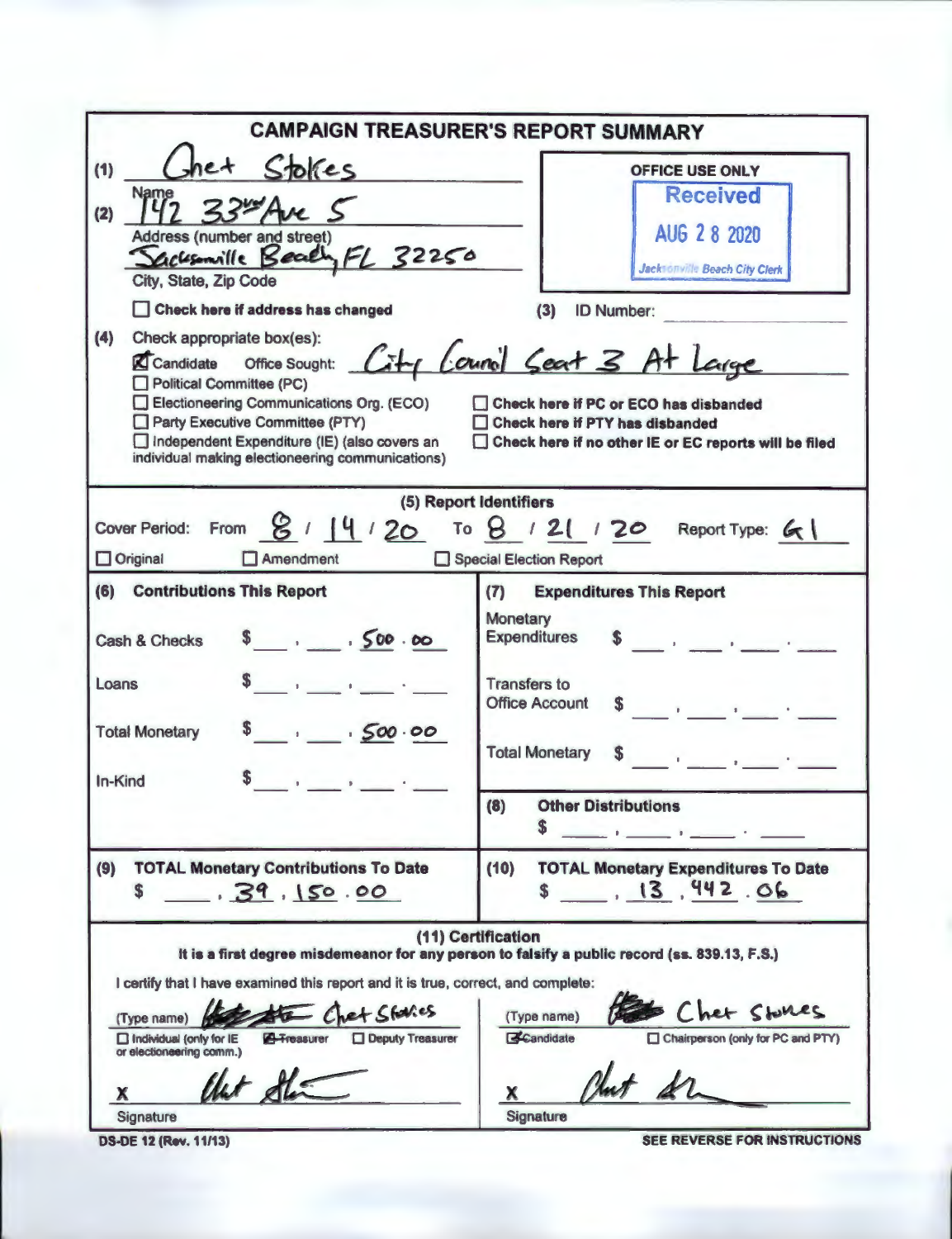# CAMPAIGN TREASURER'S REPORT SUMMARY

(1) Chet Stokes
Name

(2) 142 33rd Ave S
Address (number and street)

Jacksonville Beach, FL 32250
City, State, Zip Code

☐ Check here if address has changed

**OFFICE USE ONLY**

Received
AUG 28 2020
Jacksonville Beach City Clerk

(3) ID Number:

(4) Check appropriate box(es):

☒ Candidate Office Sought: City Council Seat 3 At Large
☐ Political Committee (PC)
☐ Electioneering Communications Org. (ECO)
☐ Party Executive Committee (PTY)
☐ Independent Expenditure (IE) (also covers an individual making electioneering communications)

☐ Check here if PC or ECO has disbanded
☐ Check here if PTY has disbanded
☐ Check here if no other IE or EC reports will be filed

## (5) Report Identifiers

Cover Period: From 8 / 14 / 20 To 8 / 21 / 20 Report Type: G1

☐ Original ☐ Amendment ☐ Special Election Report

| (6) Contributions This Report | | (7) Expenditures This Report | |
|---|---|---|---|
| Cash & Checks | $ 500.00 | Monetary Expenditures | $ |
| Loans | $ | Transfers to Office Account | $ |
| Total Monetary | $ 500.00 | Total Monetary | $ |
| In-Kind | $ | (8) Other Distributions | $ |
| (9) TOTAL Monetary Contributions To Date | $ 39,150.00 | (10) TOTAL Monetary Expenditures To Date | $ 13,442.06 |

## (11) Certification

**It is a first degree misdemeanor for any person to falsify a public record (ss. 839.13, F.S.)**

I certify that I have examined this report and it is true, correct, and complete:

(Type name) Chet Stokes
☐ Individual (only for IE or electioneering comm.) ☒ Treasurer ☐ Deputy Treasurer

X [signature]
Signature

(Type name) Chet Stokes
☒ Candidate ☐ Chairperson (only for PC and PTY)

X [signature]
Signature

DS-DE 12 (Rev. 11/13) SEE REVERSE FOR INSTRUCTIONS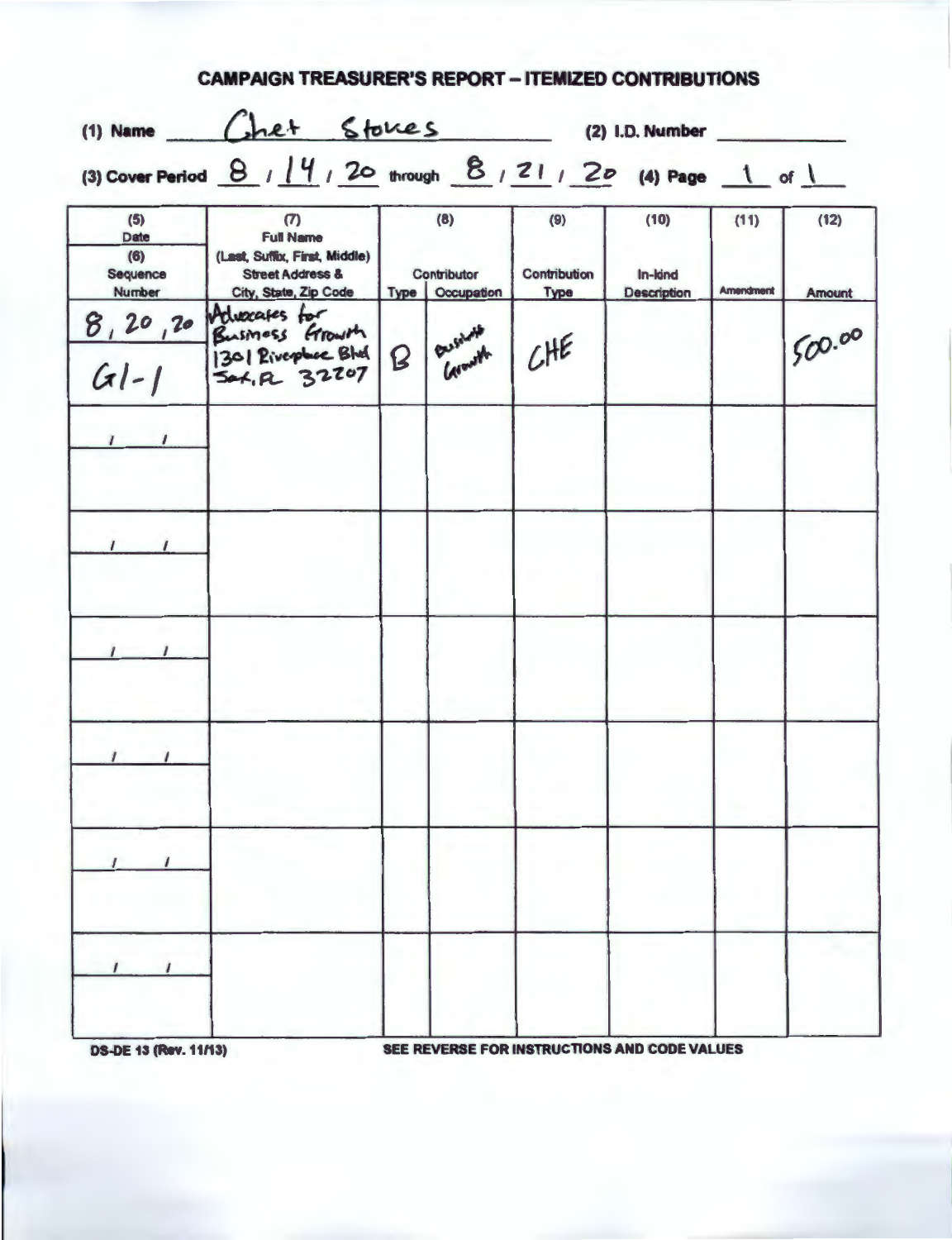## CAMPAIGN TREASURER'S REPORT – ITEMIZED CONTRIBUTIONS

(1) Name Chet Stokes (2) I.D. Number

(3) Cover Period 8 / 14 / 20 through 8 / 21 / 20 (4) Page 1 of 1

| (5) Date / (6) Sequence Number | (7) Full Name (Last, Suffix, First, Middle) Street Address & City, State, Zip Code | (8) Contributor Type | (8) Contributor Occupation | (9) Contribution Type | (10) In-kind Description | (11) Amendment | (12) Amount |
|---|---|---|---|---|---|---|---|
| 8 / 20 / 20<br>G1-1 | Advocates for Business Growth<br>1301 Riverplace Blvd<br>Jax, FL 32207 | B | Business Growth | CHE | | | 500.00 |
| / / | | | | | | | |
| / / | | | | | | | |
| / / | | | | | | | |
| / / | | | | | | | |
| / / | | | | | | | |
| / / | | | | | | | |

DS-DE 13 (Rev. 11/13)

SEE REVERSE FOR INSTRUCTIONS AND CODE VALUES